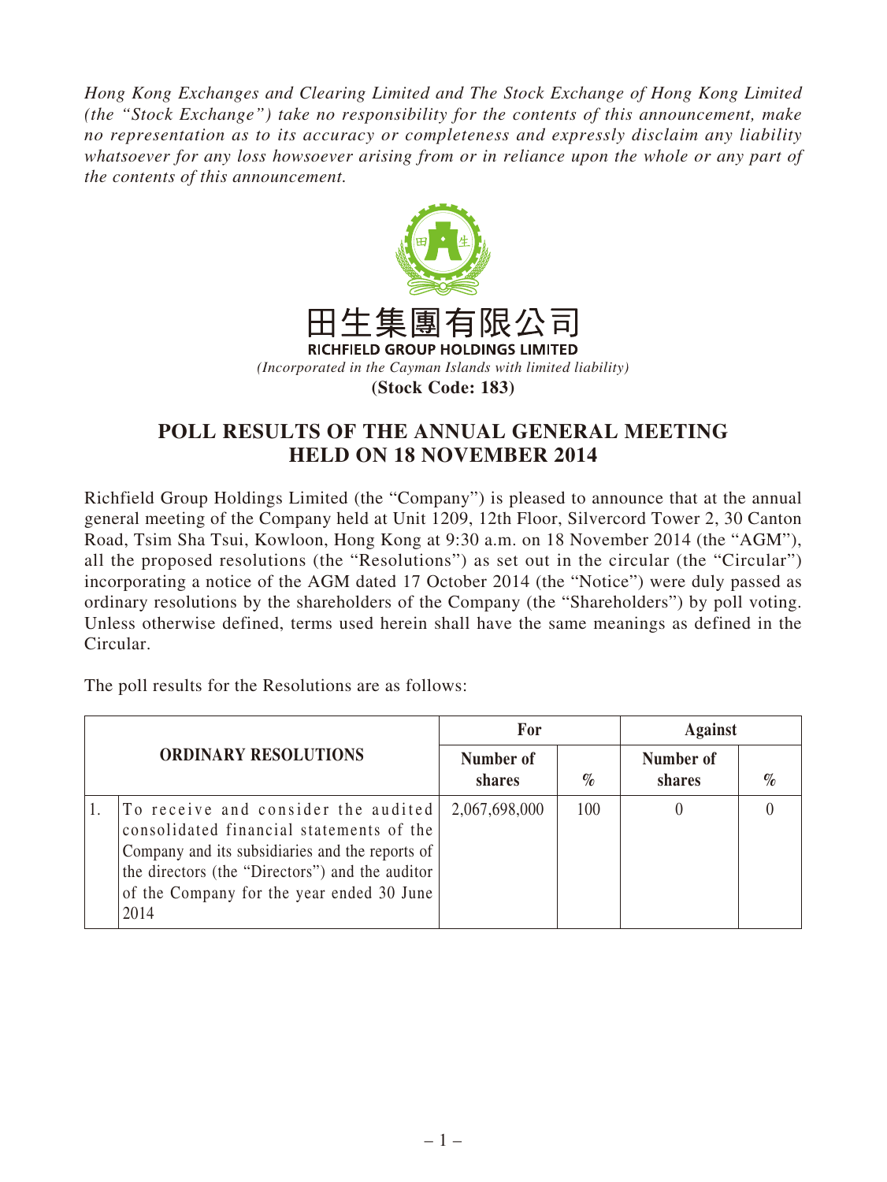*Hong Kong Exchanges and Clearing Limited and The Stock Exchange of Hong Kong Limited (the "Stock Exchange") take no responsibility for the contents of this announcement, make no representation as to its accuracy or completeness and expressly disclaim any liability whatsoever for any loss howsoever arising from or in reliance upon the whole or any part of the contents of this announcement.*

田生集團有限公司

**RICHFIELD GROUP HOLDINGS LIMITED**

*(Incorporated in the Cayman Islands with limited liability)*

**(Stock Code: 183)**

# POLL RESULTS OF THE ANNUAL GENERAL MEETING HELD ON 18 NOVEMBER 2014

Richfield Group Holdings Limited (the "Company") is pleased to announce that at the annual general meeting of the Company held at Unit 1209, 12th Floor, Silvercord Tower 2, 30 Canton Road, Tsim Sha Tsui, Kowloon, Hong Kong at 9:30 a.m. on 18 November 2014 (the "AGM"), all the proposed resolutions (the "Resolutions") as set out in the circular (the "Circular") incorporating a notice of the AGM dated 17 October 2014 (the "Notice") were duly passed as ordinary resolutions by the shareholders of the Company (the "Shareholders") by poll voting. Unless otherwise defined, terms used herein shall have the same meanings as defined in the Circular.

The poll results for the Resolutions are as follows:

| ORDINARY RESOLUTIONS | | For | | Against | |
|---|---|---|---|---|---|
| | | Number of shares | % | Number of shares | % |
| 1. | To receive and consider the audited consolidated financial statements of the Company and its subsidiaries and the reports of the directors (the "Directors") and the auditor of the Company for the year ended 30 June 2014 | 2,067,698,000 | 100 | 0 | 0 |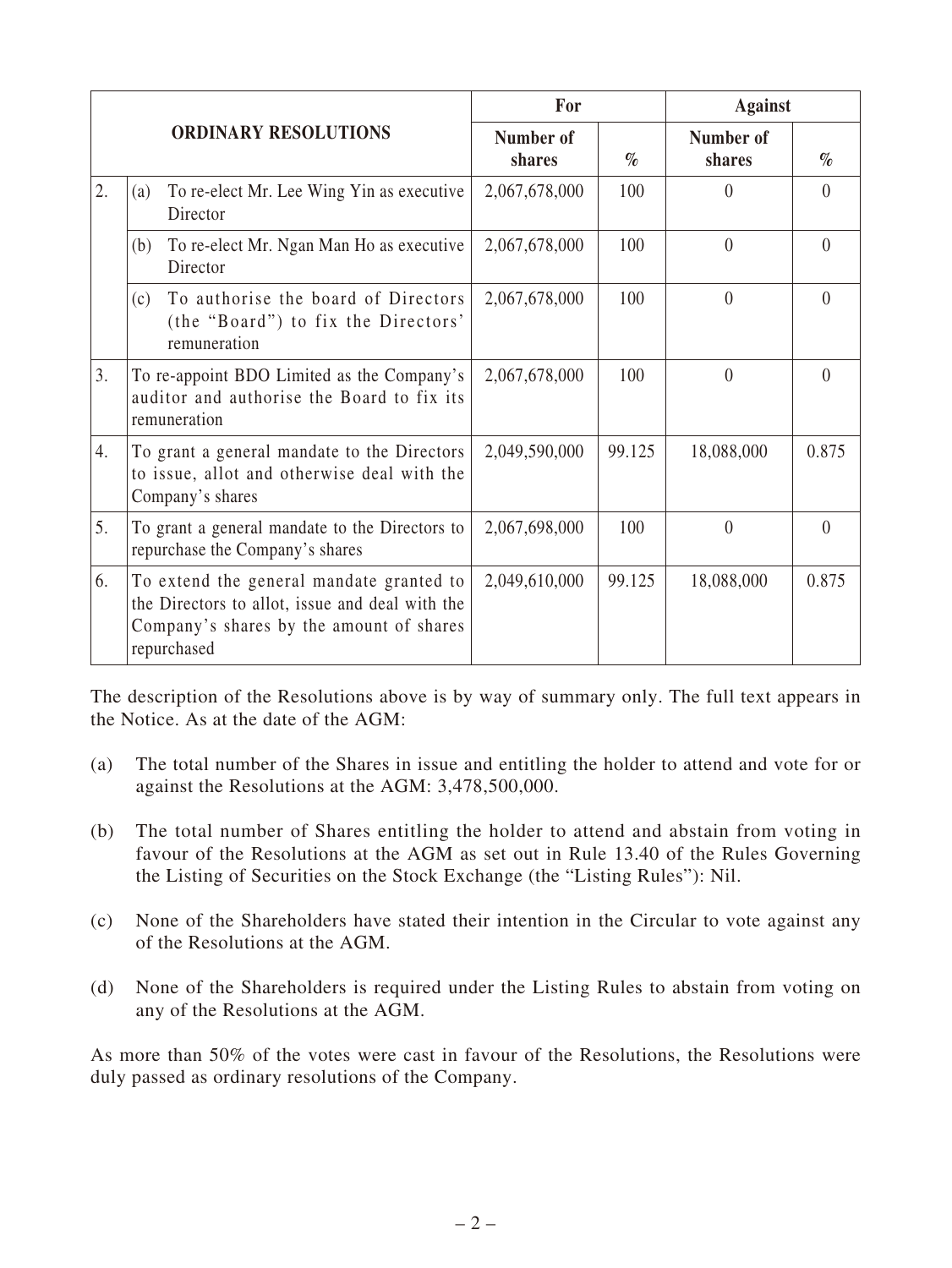| ORDINARY RESOLUTIONS | | For | | Against | |
|---|---|---|---|---|---|
| | | Number of shares | % | Number of shares | % |
| 2. | (a) To re-elect Mr. Lee Wing Yin as executive Director | 2,067,678,000 | 100 | 0 | 0 |
| | (b) To re-elect Mr. Ngan Man Ho as executive Director | 2,067,678,000 | 100 | 0 | 0 |
| | (c) To authorise the board of Directors (the "Board") to fix the Directors' remuneration | 2,067,678,000 | 100 | 0 | 0 |
| 3. | To re-appoint BDO Limited as the Company's auditor and authorise the Board to fix its remuneration | 2,067,678,000 | 100 | 0 | 0 |
| 4. | To grant a general mandate to the Directors to issue, allot and otherwise deal with the Company's shares | 2,049,590,000 | 99.125 | 18,088,000 | 0.875 |
| 5. | To grant a general mandate to the Directors to repurchase the Company's shares | 2,067,698,000 | 100 | 0 | 0 |
| 6. | To extend the general mandate granted to the Directors to allot, issue and deal with the Company's shares by the amount of shares repurchased | 2,049,610,000 | 99.125 | 18,088,000 | 0.875 |

The description of the Resolutions above is by way of summary only. The full text appears in the Notice. As at the date of the AGM:

(a) The total number of the Shares in issue and entitling the holder to attend and vote for or against the Resolutions at the AGM: 3,478,500,000.

(b) The total number of Shares entitling the holder to attend and abstain from voting in favour of the Resolutions at the AGM as set out in Rule 13.40 of the Rules Governing the Listing of Securities on the Stock Exchange (the "Listing Rules"): Nil.

(c) None of the Shareholders have stated their intention in the Circular to vote against any of the Resolutions at the AGM.

(d) None of the Shareholders is required under the Listing Rules to abstain from voting on any of the Resolutions at the AGM.

As more than 50% of the votes were cast in favour of the Resolutions, the Resolutions were duly passed as ordinary resolutions of the Company.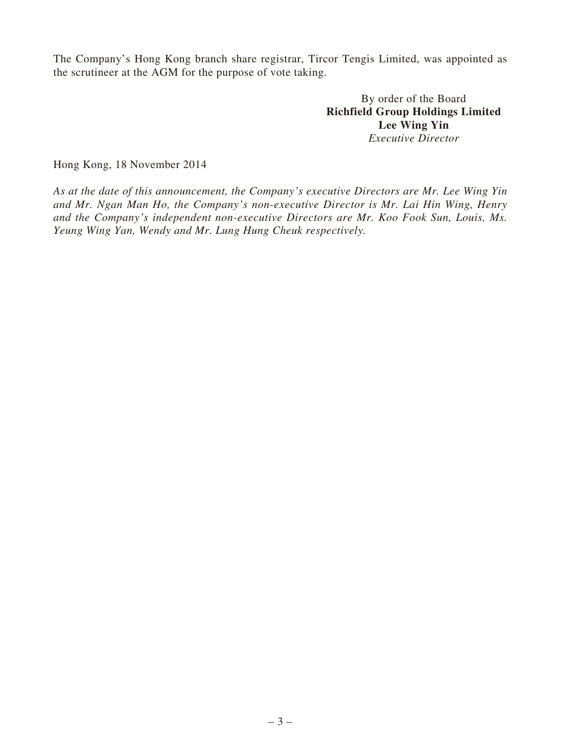The Company's Hong Kong branch share registrar, Tircor Tengis Limited, was appointed as the scrutineer at the AGM for the purpose of vote taking.

By order of the Board
**Richfield Group Holdings Limited**
**Lee Wing Yin**
*Executive Director*

Hong Kong, 18 November 2014

*As at the date of this announcement, the Company's executive Directors are Mr. Lee Wing Yin and Mr. Ngan Man Ho, the Company's non-executive Director is Mr. Lai Hin Wing, Henry and the Company's independent non-executive Directors are Mr. Koo Fook Sun, Louis, Ms. Yeung Wing Yan, Wendy and Mr. Lung Hung Cheuk respectively.*